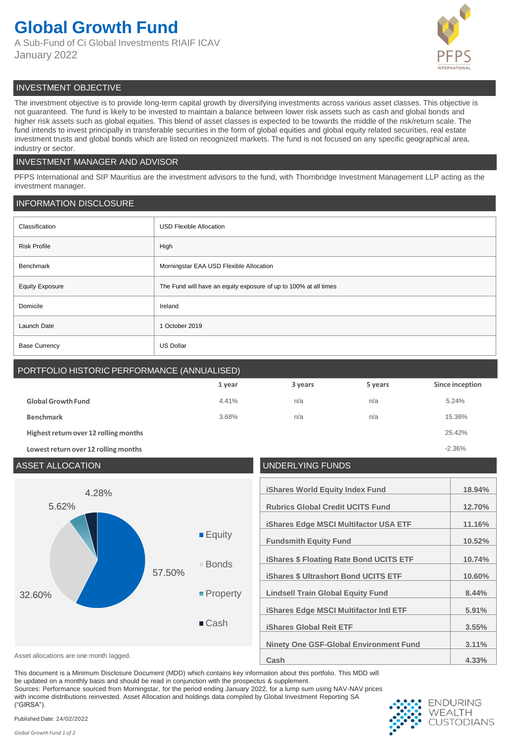# Global Growth Fund

A Sub-Fund of Ci Global Investments RIAIF ICAV

January 2022

## INVESTMENT OBJECTIVE

The investment objective is to provide long-term capital growth by diversifying investments across various asset classes. This objective is not guaranteed. The fund is likely to be invested to maintain a balance between lower risk assets such as cash and global bonds and higher risk assets such as global equities. This blend of asset classes is expected to be towards the middle of the risk/return scale. The fund intends to invest principally in transferable securities in the form of global equities and global equity related securities, real estate investment trusts and global bonds which are listed on recognized markets. The fund is not focused on any specific geographical area, industry or sector.

## INVESTMENT MANAGER AND ADVISOR

PFPS International and SIP Mauritius are the investment advisors to the fund, with Thornbridge Investment Management LLP acting as the investment manager.

## INFORMATION DISCLOSURE

| | |
|---|---|
| Classification | USD Flexible Allocation |
| Risk Profile | High |
| Benchmark | Morningstar EAA USD Flexible Allocation |
| Equity Exposure | The Fund will have an equity exposure of up to 100% at all times |
| Domicile | Ireland |
| Launch Date | 1 October 2019 |
| Base Currency | US Dollar |

## PORTFOLIO HISTORIC PERFORMANCE (ANNUALISED)

| | 1 year | 3 years | 5 years | Since inception |
|---|---|---|---|---|
| **Global Growth Fund** | 4.41% | n/a | n/a | 5.24% |
| **Benchmark** | 3.68% | n/a | n/a | 15.36% |
| **Highest return over 12 rolling months** | | | | 25.42% |
| **Lowest return over 12 rolling months** | | | | -2.36% |

## ASSET ALLOCATION

| Asset Class | Allocation |
|---|---|
| Equity | 57.50% |
| Bonds | 32.60% |
| Property | 5.62% |
| Cash | 4.28% |

Asset allocations are one month lagged.

## UNDERLYING FUNDS

| Fund | Weight |
|---|---|
| **iShares World Equity Index Fund** | **18.94%** |
| **Rubrics Global Credit UCITS Fund** | **12.70%** |
| **iShares Edge MSCI Multifactor USA ETF** | **11.16%** |
| **Fundsmith Equity Fund** | **10.52%** |
| **iShares $ Floating Rate Bond UCITS ETF** | **10.74%** |
| **iShares $ Ultrashort Bond UCITS ETF** | **10.60%** |
| **Lindsell Train Global Equity Fund** | **8.44%** |
| **iShares Edge MSCI Multifactor Intl ETF** | **5.91%** |
| **iShares Global Reit ETF** | **3.55%** |
| **Ninety One GSF-Global Environment Fund** | **3.11%** |
| **Cash** | **4.33%** |

This document is a Minimum Disclosure Document (MDD) which contains key information about this portfolio. This MDD will be updated on a monthly basis and should be read in conjunction with the prospectus & supplement.

Sources: Performance sourced from Morningstar, for the period ending January 2022, for a lump sum using NAV-NAV prices with income distributions reinvested. Asset Allocation and holdings data compiled by Global Investment Reporting SA ("GIRSA").

Published Date: 24/02/2022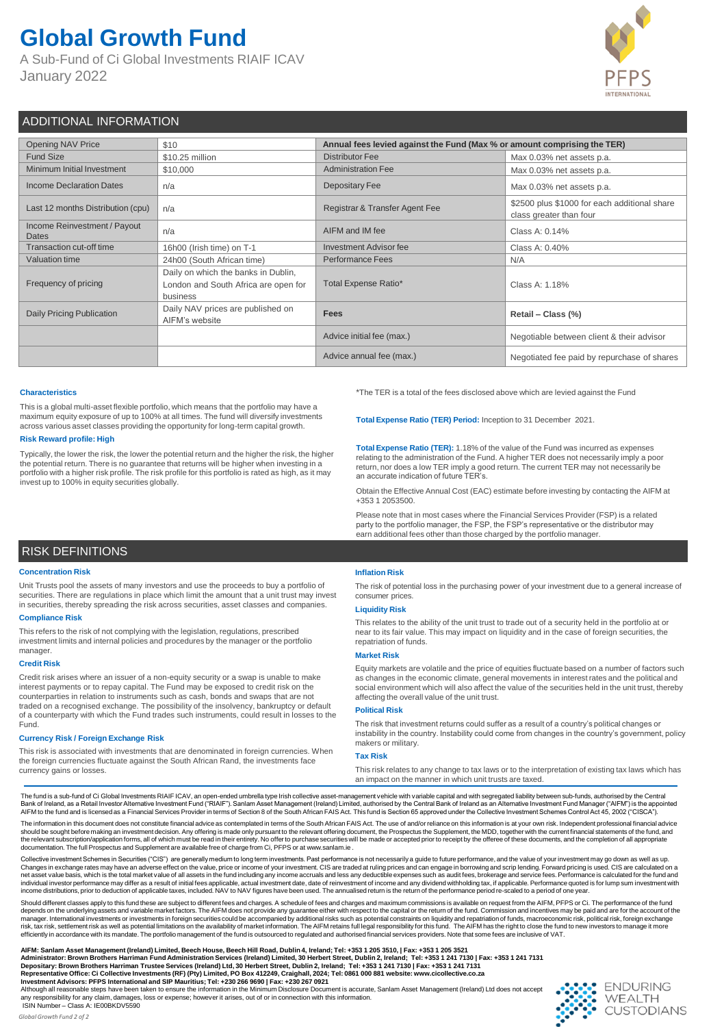# Global Growth Fund

A Sub-Fund of Ci Global Investments RIAIF ICAV

January 2022

## ADDITIONAL INFORMATION

| | | Annual fees levied against the Fund (Max % or amount comprising the TER) | |
|---|---|---|---|
| Opening NAV Price | $10 | | |
| Fund Size | $10.25 million | Distributor Fee | Max 0.03% net assets p.a. |
| Minimum Initial Investment | $10,000 | Administration Fee | Max 0.03% net assets p.a. |
| Income Declaration Dates | n/a | Depositary Fee | Max 0.03% net assets p.a. |
| Last 12 months Distribution (cpu) | n/a | Registrar & Transfer Agent Fee | $2500 plus $1000 for each additional share class greater than four |
| Income Reinvestment / Payout Dates | n/a | AIFM and IM fee | Class A: 0.14% |
| Transaction cut-off time | 16h00 (Irish time) on T-1 | Investment Advisor fee | Class A: 0.40% |
| Valuation time | 24h00 (South African time) | Performance Fees | N/A |
| Frequency of pricing | Daily on which the banks in Dublin, London and South Africa are open for business | Total Expense Ratio* | Class A: 1.18% |
| Daily Pricing Publication | Daily NAV prices are published on AIFM's website | **Fees** | **Retail – Class (%)** |
| | | Advice initial fee (max.) | Negotiable between client & their advisor |
| | | Advice annual fee (max.) | Negotiated fee paid by repurchase of shares |

### Characteristics

This is a global multi-asset flexible portfolio, which means that the portfolio may have a maximum equity exposure of up to 100% at all times. The fund will diversify investments across various asset classes providing the opportunity for long-term capital growth.

### Risk Reward profile: High

Typically, the lower the risk, the lower the potential return and the higher the risk, the higher the potential return. There is no guarantee that returns will be higher when investing in a portfolio with a higher risk profile. The risk profile for this portfolio is rated as high, as it may invest up to 100% in equity securities globally.

*The TER is a total of the fees disclosed above which are levied against the Fund

**Total Expense Ratio (TER) Period:** Inception to 31 December 2021.

**Total Expense Ratio (TER):** 1.18% of the value of the Fund was incurred as expenses relating to the administration of the Fund. A higher TER does not necessarily imply a poor return, nor does a low TER imply a good return. The current TER may not necessarily be an accurate indication of future TER's.

Obtain the Effective Annual Cost (EAC) estimate before investing by contacting the AIFM at +353 1 2053500.

Please note that in most cases where the Financial Services Provider (FSP) is a related party to the portfolio manager, the FSP, the FSP's representative or the distributor may earn additional fees other than those charged by the portfolio manager.

## RISK DEFINITIONS

### Concentration Risk

Unit Trusts pool the assets of many investors and use the proceeds to buy a portfolio of securities. There are regulations in place which limit the amount that a unit trust may invest in securities, thereby spreading the risk across securities, asset classes and companies.

### Compliance Risk

This refers to the risk of not complying with the legislation, regulations, prescribed investment limits and internal policies and procedures by the manager or the portfolio manager.

### Credit Risk

Credit risk arises where an issuer of a non-equity security or a swap is unable to make interest payments or to repay capital. The Fund may be exposed to credit risk on the counterparties in relation to instruments such as cash, bonds and swaps that are not traded on a recognised exchange. The possibility of the insolvency, bankruptcy or default of a counterparty with which the Fund trades such instruments, could result in losses to the Fund.

### Currency Risk / Foreign Exchange Risk

This risk is associated with investments that are denominated in foreign currencies. When the foreign currencies fluctuate against the South African Rand, the investments face currency gains or losses.

### Inflation Risk

The risk of potential loss in the purchasing power of your investment due to a general increase of consumer prices.

### Liquidity Risk

This relates to the ability of the unit trust to trade out of a security held in the portfolio at or near to its fair value. This may impact on liquidity and in the case of foreign securities, the repatriation of funds.

### Market Risk

Equity markets are volatile and the price of equities fluctuate based on a number of factors such as changes in the economic climate, general movements in interest rates and the political and social environment which will also affect the value of the securities held in the unit trust, thereby affecting the overall value of the unit trust.

### Political Risk

The risk that investment returns could suffer as a result of a country's political changes or instability in the country. Instability could come from changes in the country's government, policy makers or military.

### Tax Risk

This risk relates to any change to tax laws or to the interpretation of existing tax laws which has an impact on the manner in which unit trusts are taxed.

The fund is a sub-fund of Ci Global Investments RIAIF ICAV, an open-ended umbrella type Irish collective asset-management vehicle with variable capital and with segregated liability between sub-funds, authorised by the Central Bank of Ireland, as a Retail Investor Alternative Investment Fund ("RIAIF"). Sanlam Asset Management (Ireland) Limited, authorised by the Central Bank of Ireland as an Alternative Investment Fund Manager ("AIFM") is the appointed AIFM to the fund and is licensed as a Financial Services Provider in terms of Section 8 of the South African FAIS Act. This fund is Section 65 approved under the Collective Investment Schemes Control Act 45, 2002 ("CISCA").

The information in this document does not constitute financial advice as contemplated in terms of the South African FAIS Act. The use of and/or reliance on this information is at your own risk. Independent professional financial advice should be sought before making an investment decision. Any offering is made only pursuant to the relevant offering document, the Prospectus the Supplement, the MDD, together with the current financial statements of the fund, and the relevant subscription/application forms, all of which must be read in their entirety. No offer to purchase securities will be made or accepted prior to receipt by the offeree of these documents, and the completion of all appropriate documentation. The full Prospectus and Supplement are available free of charge from Ci, PFPS or at www.sanlam.ie .

Collective investment Schemes in Securities ("CIS") are generally medium to long term investments. Past performance is not necessarily a guide to future performance, and the value of your investment may go down as well as up. Changes in exchange rates may have an adverse effect on the value, price or income of your investment. CIS are traded at ruling prices and can engage in borrowing and scrip lending. Forward pricing is used. CIS are calculated on a net asset value basis, which is the total market value of all assets in the fund including any income accruals and less any deductible expenses such as audit fees, brokerage and service fees. Performance is calculated for the fund and individual investor performance may differ as a result of initial fees applicable, actual investment date, date of reinvestment of income and any dividend withholding tax, if applicable. Performance quoted is for lump sum investment with income distributions, prior to deduction of applicable taxes, included. NAV to NAV figures have been used. The annualised return is the return of the performance period re-scaled to a period of one year.

Should different classes apply to this fund these are subject to different fees and charges. A schedule of fees and charges and maximum commissions is available on request from the AIFM, PFPS or Ci. The performance of the fund depends on the underlying assets and variable market factors. The AIFM does not provide any guarantee either with respect to the capital or the return of the fund. Commission and incentives may be paid and are for the account of the manager. International investments or investments in foreign securities could be accompanied by additional risks such as potential constraints on liquidity and repatriation of funds, macroeconomic risk, political risk, foreign exchange risk, tax risk, settlement risk as well as potential limitations on the availability of market information. The AIFM retains full legal responsibility for this fund. The AIFM has the right to close the fund to new investors to manage it more efficiently in accordance with its mandate. The portfolio management of the fund is outsourced to regulated and authorised financial services providers. Note that some fees are inclusive of VAT.

**AIFM: Sanlam Asset Management (Ireland) Limited, Beech House, Beech Hill Road, Dublin 4, Ireland; Tel: +353 1 205 3510, | Fax: +353 1 205 3521**
**Administrator: Brown Brothers Harriman Fund Administration Services (Ireland) Limited, 30 Herbert Street, Dublin 2, Ireland; Tel: +353 1 241 7130 | Fax: +353 1 241 7131**
**Depositary: Brown Brothers Harriman Trustee Services (Ireland) Ltd, 30 Herbert Street, Dublin 2, Ireland; Tel: +353 1 241 7130 | Fax: +353 1 241 7131**
**Representative Office: Ci Collective Investments (RF) (Pty) Limited, PO Box 412249, Craighall, 2024; Tel: 0861 000 881 website: www.cicollective.co.za**
**Investment Advisors: PFPS International and SIP Mauritius; Tel: +230 266 9690 | Fax: +230 267 0921**
Although all reasonable steps have been taken to ensure the information in the Minimum Disclosure Document is accurate, Sanlam Asset Management (Ireland) Ltd does not accept any responsibility for any claim, damages, loss or expense; however it arises, out of or in connection with this information.
ISIN Number – Class A: IE00BKDV5590